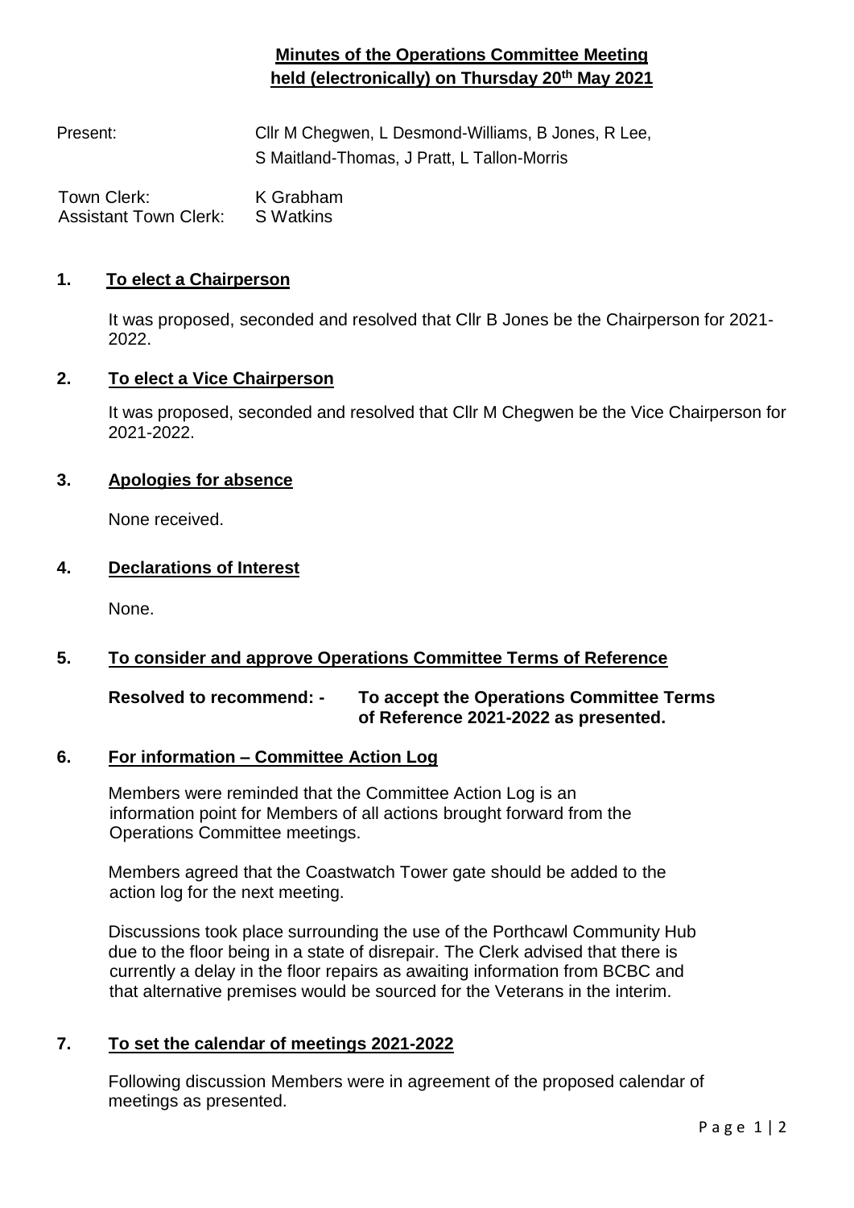# Minutes of the Operations Committee Meeting held (electronically) on Thursday 20th May 2021

| | |
|---|---|
| Present: | Cllr M Chegwen, L Desmond-Williams, B Jones, R Lee, S Maitland-Thomas, J Pratt, L Tallon-Morris |
| Town Clerk: | K Grabham |
| Assistant Town Clerk: | S Watkins |

## 1. To elect a Chairperson

It was proposed, seconded and resolved that Cllr B Jones be the Chairperson for 2021-2022.

## 2. To elect a Vice Chairperson

It was proposed, seconded and resolved that Cllr M Chegwen be the Vice Chairperson for 2021-2022.

## 3. Apologies for absence

None received.

## 4. Declarations of Interest

None.

## 5. To consider and approve Operations Committee Terms of Reference

**Resolved to recommend: - To accept the Operations Committee Terms of Reference 2021-2022 as presented.**

## 6. For information – Committee Action Log

Members were reminded that the Committee Action Log is an information point for Members of all actions brought forward from the Operations Committee meetings.

Members agreed that the Coastwatch Tower gate should be added to the action log for the next meeting.

Discussions took place surrounding the use of the Porthcawl Community Hub due to the floor being in a state of disrepair. The Clerk advised that there is currently a delay in the floor repairs as awaiting information from BCBC and that alternative premises would be sourced for the Veterans in the interim.

## 7. To set the calendar of meetings 2021-2022

Following discussion Members were in agreement of the proposed calendar of meetings as presented.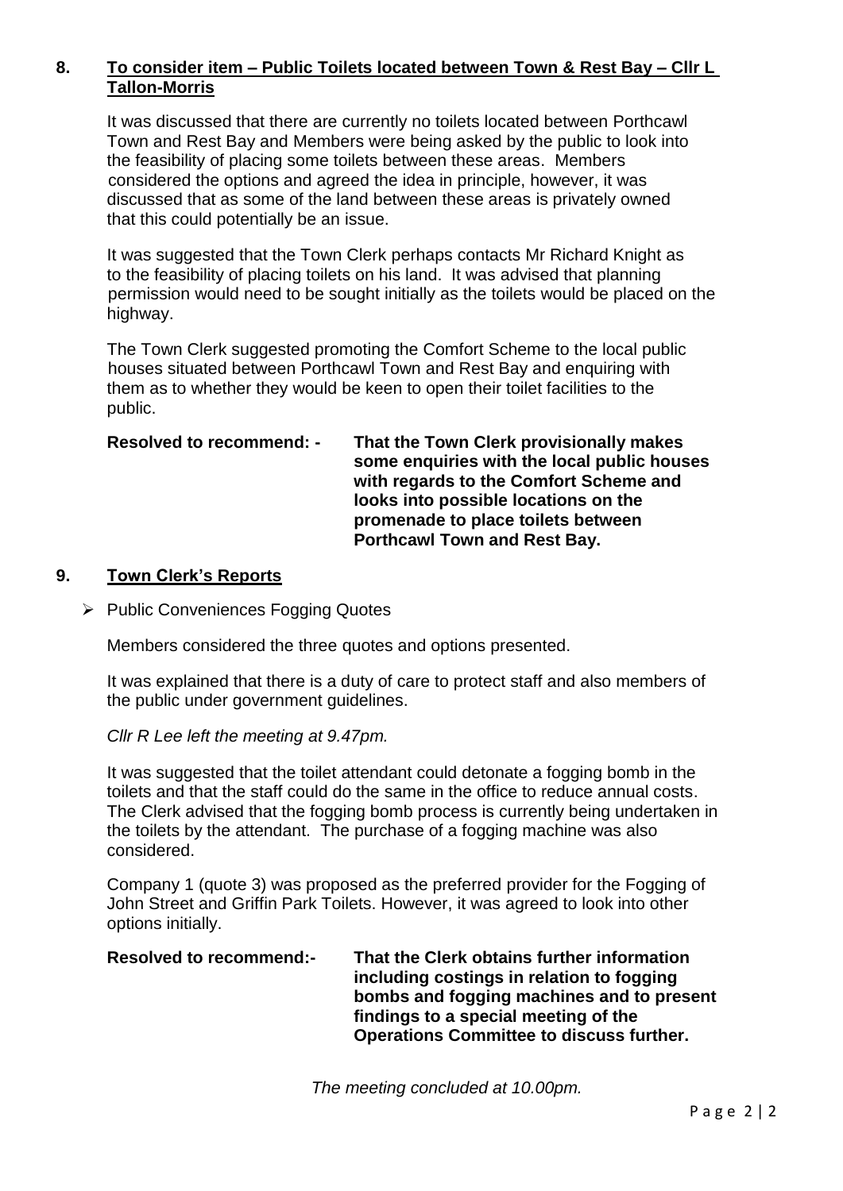## 8. To consider item – Public Toilets located between Town & Rest Bay – Cllr L Tallon-Morris

It was discussed that there are currently no toilets located between Porthcawl Town and Rest Bay and Members were being asked by the public to look into the feasibility of placing some toilets between these areas. Members considered the options and agreed the idea in principle, however, it was discussed that as some of the land between these areas is privately owned that this could potentially be an issue.

It was suggested that the Town Clerk perhaps contacts Mr Richard Knight as to the feasibility of placing toilets on his land. It was advised that planning permission would need to be sought initially as the toilets would be placed on the highway.

The Town Clerk suggested promoting the Comfort Scheme to the local public houses situated between Porthcawl Town and Rest Bay and enquiring with them as to whether they would be keen to open their toilet facilities to the public.

**Resolved to recommend: -** **That the Town Clerk provisionally makes some enquiries with the local public houses with regards to the Comfort Scheme and looks into possible locations on the promenade to place toilets between Porthcawl Town and Rest Bay.**

## 9. Town Clerk's Reports

- Public Conveniences Fogging Quotes

Members considered the three quotes and options presented.

It was explained that there is a duty of care to protect staff and also members of the public under government guidelines.

*Cllr R Lee left the meeting at 9.47pm.*

It was suggested that the toilet attendant could detonate a fogging bomb in the toilets and that the staff could do the same in the office to reduce annual costs. The Clerk advised that the fogging bomb process is currently being undertaken in the toilets by the attendant. The purchase of a fogging machine was also considered.

Company 1 (quote 3) was proposed as the preferred provider for the Fogging of John Street and Griffin Park Toilets. However, it was agreed to look into other options initially.

**Resolved to recommend:-** **That the Clerk obtains further information including costings in relation to fogging bombs and fogging machines and to present findings to a special meeting of the Operations Committee to discuss further.**

*The meeting concluded at 10.00pm.*